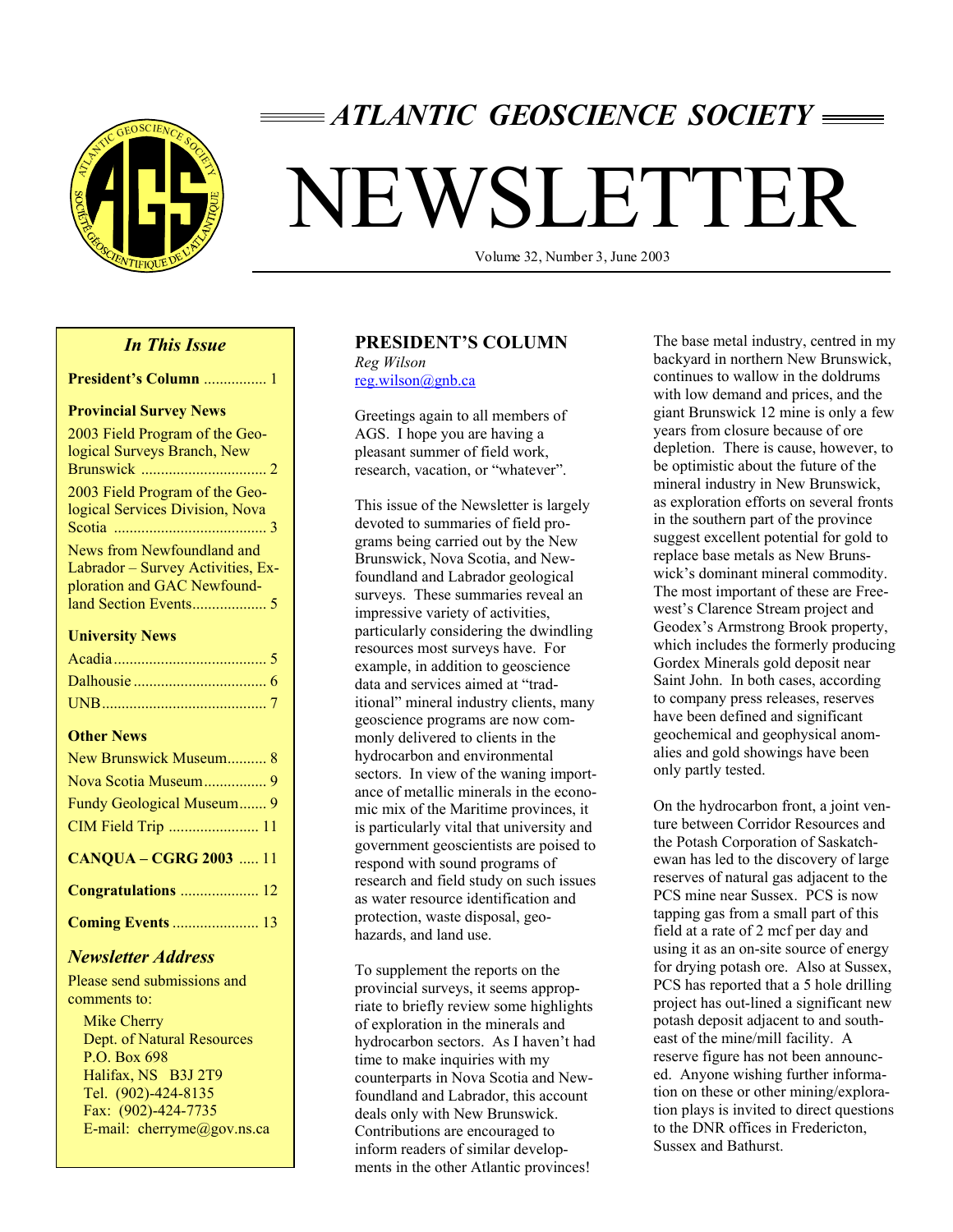# ATLANTIC GEOSCIENCE SOCIETY

# NEWSLETTER

Volume 32, Number 3, June 2003

## In This Issue

**President's Column** ................ 1

**Provincial Survey News**

2003 Field Program of the Geological Surveys Branch, New Brunswick ................................ 2

2003 Field Program of the Geological Services Division, Nova Scotia ....................................... 3

News from Newfoundland and Labrador – Survey Activities, Exploration and GAC Newfoundland Section Events................... 5

**University News**

Acadia....................................... 5

Dalhousie .................................. 6

UNB.......................................... 7

**Other News**

New Brunswick Museum.......... 8

Nova Scotia Museum................ 9

Fundy Geological Museum....... 9

CIM Field Trip ....................... 11

**CANQUA – CGRG 2003** ..... 11

**Congratulations** .................... 12

**Coming Events** ...................... 13

### Newsletter Address

Please send submissions and comments to:

Mike Cherry
Dept. of Natural Resources
P.O. Box 698
Halifax, NS B3J 2T9
Tel. (902)-424-8135
Fax: (902)-424-7735
E-mail: cherryme@gov.ns.ca

## PRESIDENT'S COLUMN

*Reg Wilson*
reg.wilson@gnb.ca

Greetings again to all members of AGS. I hope you are having a pleasant summer of field work, research, vacation, or "whatever".

This issue of the Newsletter is largely devoted to summaries of field programs being carried out by the New Brunswick, Nova Scotia, and Newfoundland and Labrador geological surveys. These summaries reveal an impressive variety of activities, particularly considering the dwindling resources most surveys have. For example, in addition to geoscience data and services aimed at "traditional" mineral industry clients, many geoscience programs are now commonly delivered to clients in the hydrocarbon and environmental sectors. In view of the waning importance of metallic minerals in the economic mix of the Maritime provinces, it is particularly vital that university and government geoscientists are poised to respond with sound programs of research and field study on such issues as water resource identification and protection, waste disposal, geohazards, and land use.

To supplement the reports on the provincial surveys, it seems appropriate to briefly review some highlights of exploration in the minerals and hydrocarbon sectors. As I haven't had time to make inquiries with my counterparts in Nova Scotia and Newfoundland and Labrador, this account deals only with New Brunswick. Contributions are encouraged to inform readers of similar developments in the other Atlantic provinces!

The base metal industry, centred in my backyard in northern New Brunswick, continues to wallow in the doldrums with low demand and prices, and the giant Brunswick 12 mine is only a few years from closure because of ore depletion. There is cause, however, to be optimistic about the future of the mineral industry in New Brunswick, as exploration efforts on several fronts in the southern part of the province suggest excellent potential for gold to replace base metals as New Brunswick's dominant mineral commodity. The most important of these are Freewest's Clarence Stream project and Geodex's Armstrong Brook property, which includes the formerly producing Gordex Minerals gold deposit near Saint John. In both cases, according to company press releases, reserves have been defined and significant geochemical and geophysical anomalies and gold showings have been only partly tested.

On the hydrocarbon front, a joint venture between Corridor Resources and the Potash Corporation of Saskatchewan has led to the discovery of large reserves of natural gas adjacent to the PCS mine near Sussex. PCS is now tapping gas from a small part of this field at a rate of 2 mcf per day and using it as an on-site source of energy for drying potash ore. Also at Sussex, PCS has reported that a 5 hole drilling project has out-lined a significant new potash deposit adjacent to and southeast of the mine/mill facility. A reserve figure has not been announced. Anyone wishing further information on these or other mining/exploration plays is invited to direct questions to the DNR offices in Fredericton, Sussex and Bathurst.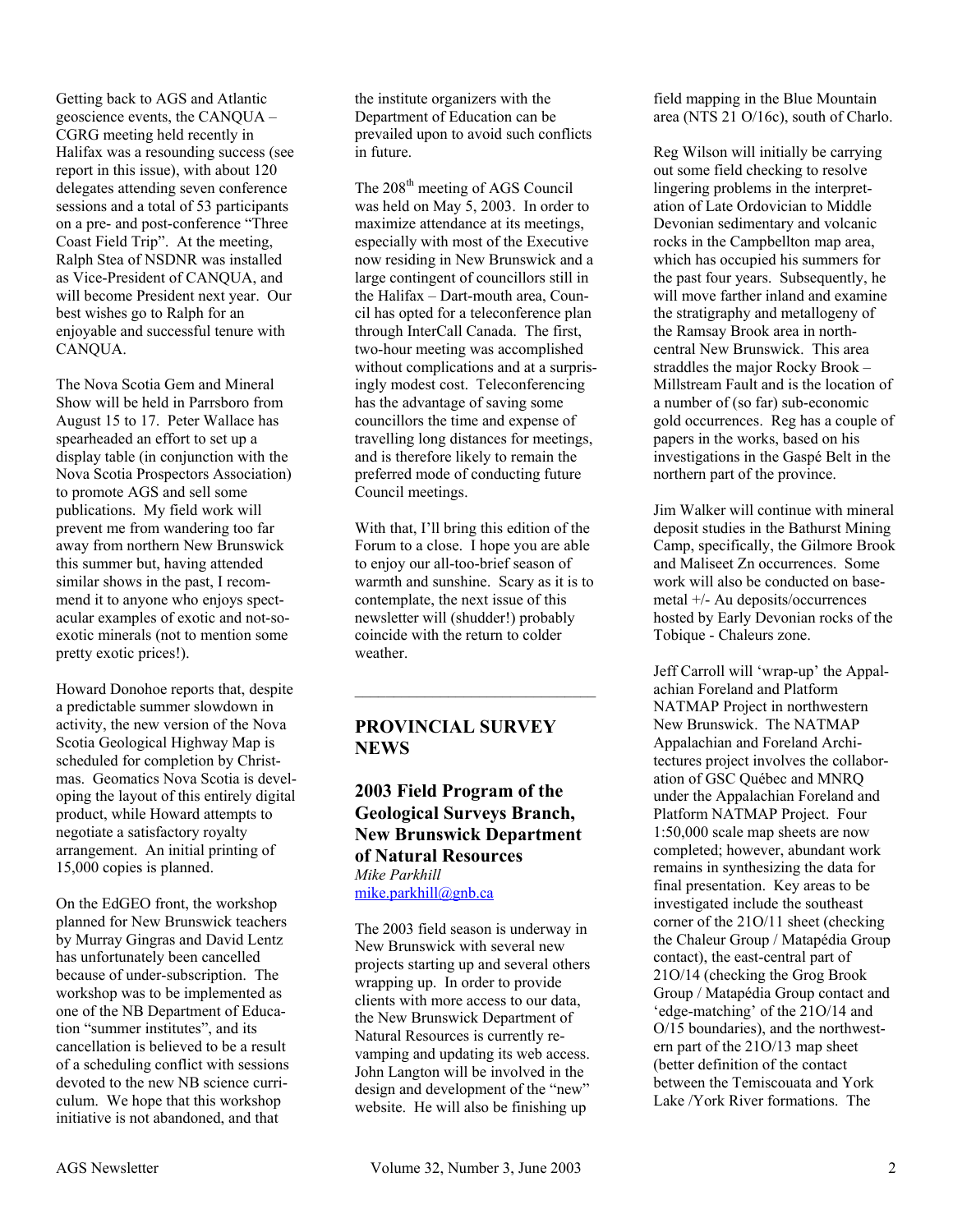Getting back to AGS and Atlantic geoscience events, the CANQUA – CGRG meeting held recently in Halifax was a resounding success (see report in this issue), with about 120 delegates attending seven conference sessions and a total of 53 participants on a pre- and post-conference "Three Coast Field Trip". At the meeting, Ralph Stea of NSDNR was installed as Vice-President of CANQUA, and will become President next year. Our best wishes go to Ralph for an enjoyable and successful tenure with CANQUA.

The Nova Scotia Gem and Mineral Show will be held in Parrsboro from August 15 to 17. Peter Wallace has spearheaded an effort to set up a display table (in conjunction with the Nova Scotia Prospectors Association) to promote AGS and sell some publications. My field work will prevent me from wandering too far away from northern New Brunswick this summer but, having attended similar shows in the past, I recommend it to anyone who enjoys spectacular examples of exotic and not-so-exotic minerals (not to mention some pretty exotic prices!).

Howard Donohoe reports that, despite a predictable summer slowdown in activity, the new version of the Nova Scotia Geological Highway Map is scheduled for completion by Christmas. Geomatics Nova Scotia is developing the layout of this entirely digital product, while Howard attempts to negotiate a satisfactory royalty arrangement. An initial printing of 15,000 copies is planned.

On the EdGEO front, the workshop planned for New Brunswick teachers by Murray Gingras and David Lentz has unfortunately been cancelled because of under-subscription. The workshop was to be implemented as one of the NB Department of Education "summer institutes", and its cancellation is believed to be a result of a scheduling conflict with sessions devoted to the new NB science curriculum. We hope that this workshop initiative is not abandoned, and that the institute organizers with the Department of Education can be prevailed upon to avoid such conflicts in future.

The 208th meeting of AGS Council was held on May 5, 2003. In order to maximize attendance at its meetings, especially with most of the Executive now residing in New Brunswick and a large contingent of councillors still in the Halifax – Dart-mouth area, Council has opted for a teleconference plan through InterCall Canada. The first, two-hour meeting was accomplished without complications and at a surprisingly modest cost. Teleconferencing has the advantage of saving some councillors the time and expense of travelling long distances for meetings, and is therefore likely to remain the preferred mode of conducting future Council meetings.

With that, I'll bring this edition of the Forum to a close. I hope you are able to enjoy our all-too-brief season of warmth and sunshine. Scary as it is to contemplate, the next issue of this newsletter will (shudder!) probably coincide with the return to colder weather.

---

## PROVINCIAL SURVEY NEWS

### 2003 Field Program of the Geological Surveys Branch, New Brunswick Department of Natural Resources

*Mike Parkhill*
mike.parkhill@gnb.ca

The 2003 field season is underway in New Brunswick with several new projects starting up and several others wrapping up. In order to provide clients with more access to our data, the New Brunswick Department of Natural Resources is currently revamping and updating its web access. John Langton will be involved in the design and development of the "new" website. He will also be finishing up field mapping in the Blue Mountain area (NTS 21 O/16c), south of Charlo.

Reg Wilson will initially be carrying out some field checking to resolve lingering problems in the interpretation of Late Ordovician to Middle Devonian sedimentary and volcanic rocks in the Campbellton map area, which has occupied his summers for the past four years. Subsequently, he will move farther inland and examine the stratigraphy and metallogeny of the Ramsay Brook area in north-central New Brunswick. This area straddles the major Rocky Brook – Millstream Fault and is the location of a number of (so far) sub-economic gold occurrences. Reg has a couple of papers in the works, based on his investigations in the Gaspé Belt in the northern part of the province.

Jim Walker will continue with mineral deposit studies in the Bathurst Mining Camp, specifically, the Gilmore Brook and Maliseet Zn occurrences. Some work will also be conducted on base-metal +/- Au deposits/occurrences hosted by Early Devonian rocks of the Tobique - Chaleurs zone.

Jeff Carroll will 'wrap-up' the Appalachian Foreland and Platform NATMAP Project in northwestern New Brunswick. The NATMAP Appalachian Foreland and Architectures project involves the collaboration of GSC Québec and MNRQ under the Appalachian Foreland and Platform NATMAP Project. Four 1:50,000 scale map sheets are now completed; however, abundant work remains in synthesizing the data for final presentation. Key areas to be investigated include the southeast corner of the 21O/11 sheet (checking the Chaleur Group / Matapédia Group contact), the east-central part of 21O/14 (checking the Grog Brook Group / Matapédia Group contact and 'edge-matching' of the 21O/14 and O/15 boundaries), and the northwestern part of the 21O/13 map sheet (better definition of the contact between the Temiscouata and York Lake /York River formations. The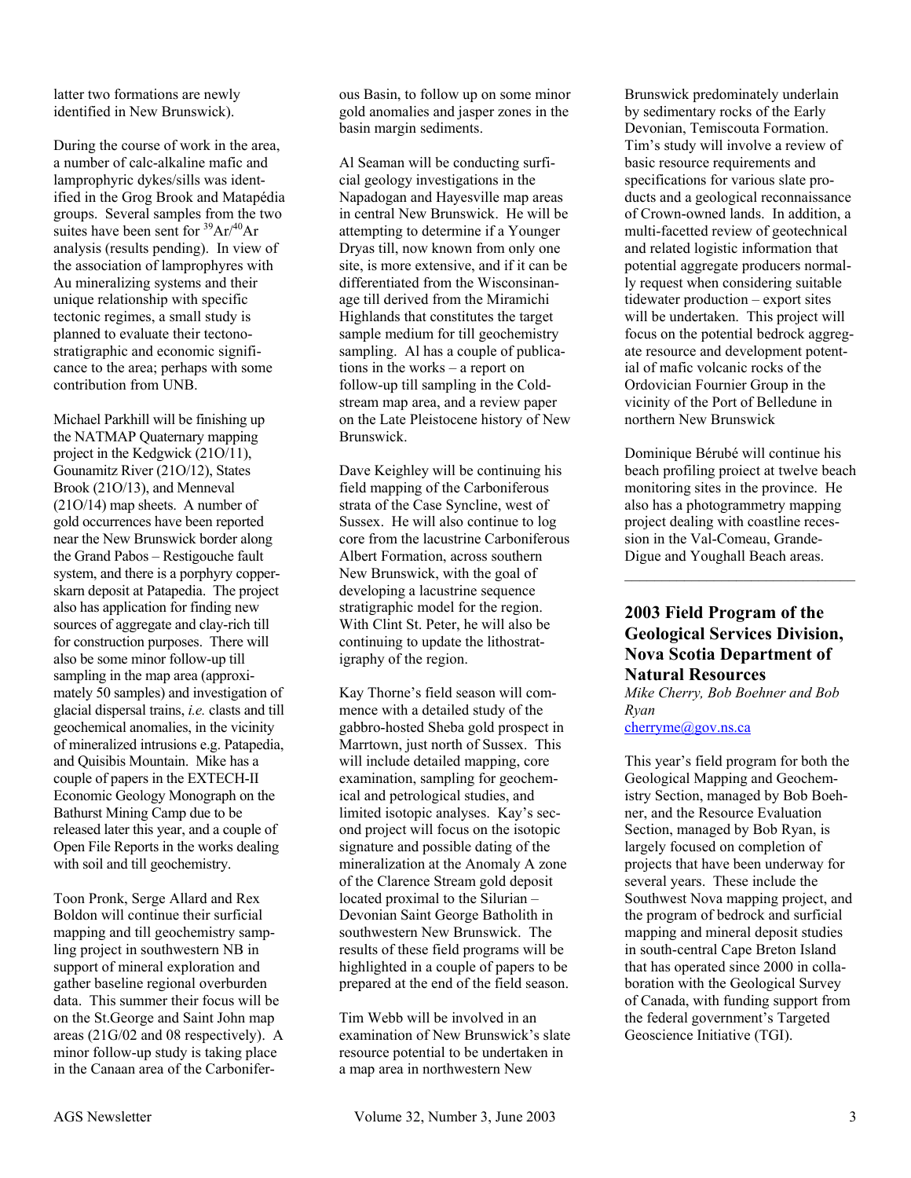latter two formations are newly identified in New Brunswick).

During the course of work in the area, a number of calc-alkaline mafic and lamprophyric dykes/sills was identified in the Grog Brook and Matapédia groups. Several samples from the two suites have been sent for $^{39}Ar/^{40}Ar$ analysis (results pending). In view of the association of lamprophyres with Au mineralizing systems and their unique relationship with specific tectonic regimes, a small study is planned to evaluate their tectonostratigraphic and economic significance to the area; perhaps with some contribution from UNB.

Michael Parkhill will be finishing up the NATMAP Quaternary mapping project in the Kedgwick (21O/11), Gounamitz River (21O/12), States Brook (21O/13), and Menneval (21O/14) map sheets. A number of gold occurrences have been reported near the New Brunswick border along the Grand Pabos – Restigouche fault system, and there is a porphyry copper-skarn deposit at Patapedia. The project also has application for finding new sources of aggregate and clay-rich till for construction purposes. There will also be some minor follow-up till sampling in the map area (approximately 50 samples) and investigation of glacial dispersal trains, *i.e.* clasts and till geochemical anomalies, in the vicinity of mineralized intrusions e.g. Patapedia, and Quisibis Mountain. Mike has a couple of papers in the EXTECH-II Economic Geology Monograph on the Bathurst Mining Camp due to be released later this year, and a couple of Open File Reports in the works dealing with soil and till geochemistry.

Toon Pronk, Serge Allard and Rex Boldon will continue their surficial mapping and till geochemistry sampling project in southwestern NB in support of mineral exploration and gather baseline regional overburden data. This summer their focus will be on the St.George and Saint John map areas (21G/02 and 08 respectively). A minor follow-up study is taking place in the Canaan area of the Carboniferous Basin, to follow up on some minor gold anomalies and jasper zones in the basin margin sediments.

Al Seaman will be conducting surficial geology investigations in the Napadogan and Hayesville map areas in central New Brunswick. He will be attempting to determine if a Younger Dryas till, now known from only one site, is more extensive, and if it can be differentiated from the Wisconsinan-age till derived from the Miramichi Highlands that constitutes the target sample medium for till geochemistry sampling. Al has a couple of publications in the works – a report on follow-up till sampling in the Coldstream map area, and a review paper on the Late Pleistocene history of New Brunswick.

Dave Keighley will be continuing his field mapping of the Carboniferous strata of the Case Syncline, west of Sussex. He will also continue to log core from the lacustrine Carboniferous Albert Formation, across southern New Brunswick, with the goal of developing a lacustrine sequence stratigraphic model for the region. With Clint St. Peter, he will also be continuing to update the lithostratigraphy of the region.

Kay Thorne's field season will commence with a detailed study of the gabbro-hosted Sheba gold prospect in Marrtown, just north of Sussex. This will include detailed mapping, core examination, sampling for geochemical and petrological studies, and limited isotopic analyses. Kay's second project will focus on the isotopic signature and possible dating of the mineralization at the Anomaly A zone of the Clarence Stream gold deposit located proximal to the Silurian – Devonian Saint George Batholith in southwestern New Brunswick. The results of these field programs will be highlighted in a couple of papers to be prepared at the end of the field season.

Tim Webb will be involved in an examination of New Brunswick's slate resource potential to be undertaken in a map area in northwestern New Brunswick predominately underlain by sedimentary rocks of the Early Devonian, Temiscouta Formation. Tim's study will involve a review of basic resource requirements and specifications for various slate products and a geological reconnaissance of Crown-owned lands. In addition, a multi-facetted review of geotechnical and related logistic information that potential aggregate producers normally request when considering suitable tidewater production – export sites will be undertaken. This project will focus on the potential bedrock aggregate resource and development potential of mafic volcanic rocks of the Ordovician Fournier Group in the vicinity of the Port of Belledune in northern New Brunswick

Dominique Bérubé will continue his beach profiling project at twelve beach monitoring sites in the province. He also has a photogrammetry mapping project dealing with coastline recession in the Val-Comeau, Grande-Digue and Youghall Beach areas.

---

## 2003 Field Program of the Geological Services Division, Nova Scotia Department of Natural Resources

*Mike Cherry, Bob Boehner and Bob Ryan*
cherryme@gov.ns.ca

This year's field program for both the Geological Mapping and Geochemistry Section, managed by Bob Boehner, and the Resource Evaluation Section, managed by Bob Ryan, is largely focused on completion of projects that have been underway for several years. These include the Southwest Nova mapping project, and the program of bedrock and surficial mapping and mineral deposit studies in south-central Cape Breton Island that has operated since 2000 in collaboration with the Geological Survey of Canada, with funding support from the federal government's Targeted Geoscience Initiative (TGI).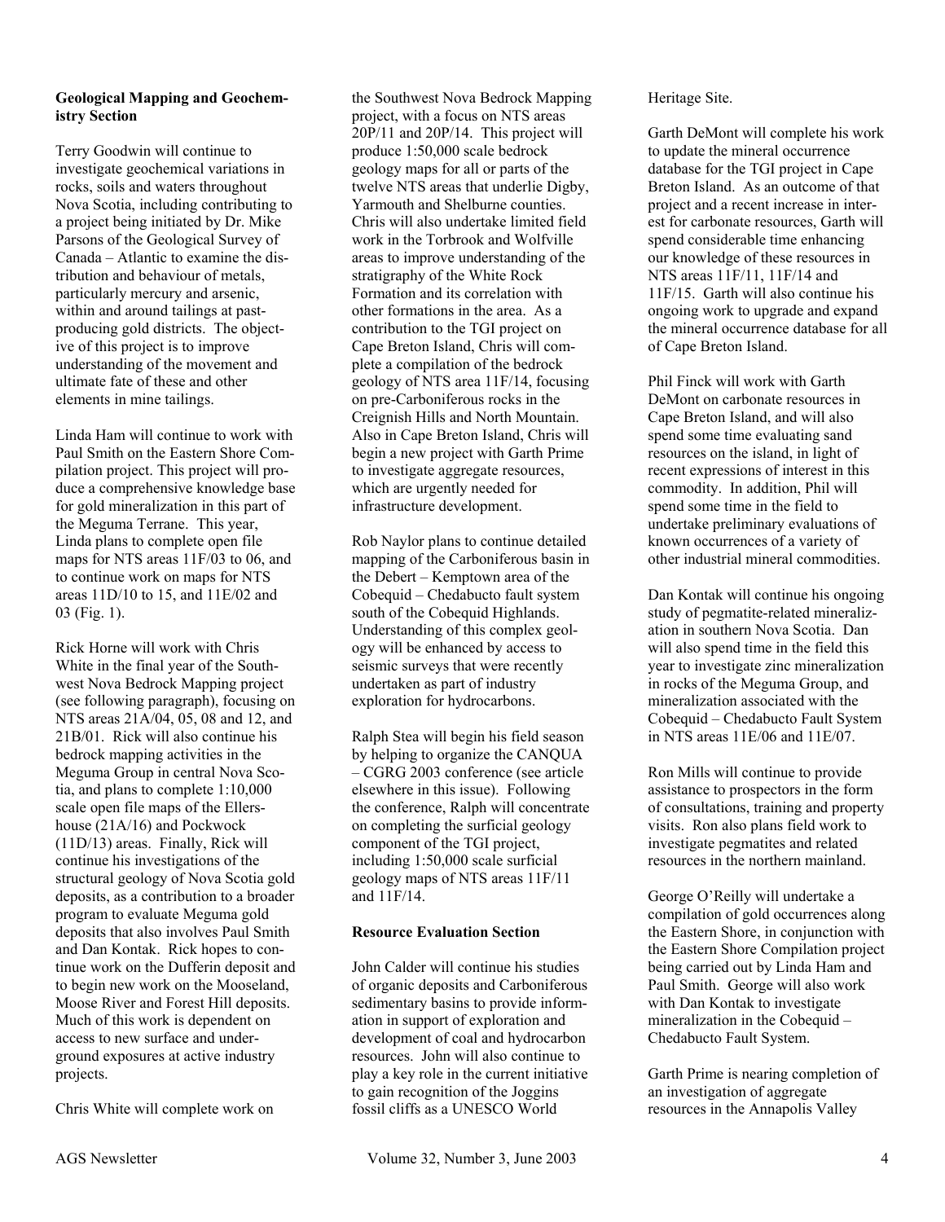**Geological Mapping and Geochemistry Section**

Terry Goodwin will continue to investigate geochemical variations in rocks, soils and waters throughout Nova Scotia, including contributing to a project being initiated by Dr. Mike Parsons of the Geological Survey of Canada – Atlantic to examine the distribution and behaviour of metals, particularly mercury and arsenic, within and around tailings at past-producing gold districts. The objective of this project is to improve understanding of the movement and ultimate fate of these and other elements in mine tailings.

Linda Ham will continue to work with Paul Smith on the Eastern Shore Compilation project. This project will produce a comprehensive knowledge base for gold mineralization in this part of the Meguma Terrane. This year, Linda plans to complete open file maps for NTS areas 11F/03 to 06, and to continue work on maps for NTS areas 11D/10 to 15, and 11E/02 and 03 (Fig. 1).

Rick Horne will work with Chris White in the final year of the Southwest Nova Bedrock Mapping project (see following paragraph), focusing on NTS areas 21A/04, 05, 08 and 12, and 21B/01. Rick will also continue his bedrock mapping activities in the Meguma Group in central Nova Scotia, and plans to complete 1:10,000 scale open file maps of the Ellershouse (21A/16) and Pockwock (11D/13) areas. Finally, Rick will continue his investigations of the structural geology of Nova Scotia gold deposits, as a contribution to a broader program to evaluate Meguma gold deposits that also involves Paul Smith and Dan Kontak. Rick hopes to continue work on the Dufferin deposit and to begin new work on the Mooseland, Moose River and Forest Hill deposits. Much of this work is dependent on access to new surface and underground exposures at active industry projects.

Chris White will complete work on the Southwest Nova Bedrock Mapping project, with a focus on NTS areas 20P/11 and 20P/14. This project will produce 1:50,000 scale bedrock geology maps for all or parts of the twelve NTS areas that underlie Digby, Yarmouth and Shelburne counties. Chris will also undertake limited field work in the Torbrook and Wolfville areas to improve understanding of the stratigraphy of the White Rock Formation and its correlation with other formations in the area. As a contribution to the TGI project on Cape Breton Island, Chris will complete a compilation of the bedrock geology of NTS area 11F/14, focusing on pre-Carboniferous rocks in the Creignish Hills and North Mountain. Also in Cape Breton Island, Chris will begin a new project with Garth Prime to investigate aggregate resources, which are urgently needed for infrastructure development.

Rob Naylor plans to continue detailed mapping of the Carboniferous basin in the Debert – Kemptown area of the Cobequid – Chedabucto fault system south of the Cobequid Highlands. Understanding of this complex geology will be enhanced by access to seismic surveys that were recently undertaken as part of industry exploration for hydrocarbons.

Ralph Stea will begin his field season by helping to organize the CANQUA – CGRG 2003 conference (see article elsewhere in this issue). Following the conference, Ralph will concentrate on completing the surficial geology component of the TGI project, including 1:50,000 scale surficial geology maps of NTS areas 11F/11 and 11F/14.

**Resource Evaluation Section**

John Calder will continue his studies of organic deposits and Carboniferous sedimentary basins to provide information in support of exploration and development of coal and hydrocarbon resources. John will also continue to play a key role in the current initiative to gain recognition of the Joggins fossil cliffs as a UNESCO World Heritage Site.

Garth DeMont will complete his work to update the mineral occurrence database for the TGI project in Cape Breton Island. As an outcome of that project and a recent increase in interest for carbonate resources, Garth will spend considerable time enhancing our knowledge of these resources in NTS areas 11F/11, 11F/14 and 11F/15. Garth will also continue his ongoing work to upgrade and expand the mineral occurrence database for all of Cape Breton Island.

Phil Finck will work with Garth DeMont on carbonate resources in Cape Breton Island, and will also spend some time evaluating sand resources on the island, in light of recent expressions of interest in this commodity. In addition, Phil will spend some time in the field to undertake preliminary evaluations of known occurrences of a variety of other industrial mineral commodities.

Dan Kontak will continue his ongoing study of pegmatite-related mineralization in southern Nova Scotia. Dan will also spend time in the field this year to investigate zinc mineralization in rocks of the Meguma Group, and mineralization associated with the Cobequid – Chedabucto Fault System in NTS areas 11E/06 and 11E/07.

Ron Mills will continue to provide assistance to prospectors in the form of consultations, training and property visits. Ron also plans field work to investigate pegmatites and related resources in the northern mainland.

George O'Reilly will undertake a compilation of gold occurrences along the Eastern Shore, in conjunction with the Eastern Shore Compilation project being carried out by Linda Ham and Paul Smith. George will also work with Dan Kontak to investigate mineralization in the Cobequid – Chedabucto Fault System.

Garth Prime is nearing completion of an investigation of aggregate resources in the Annapolis Valley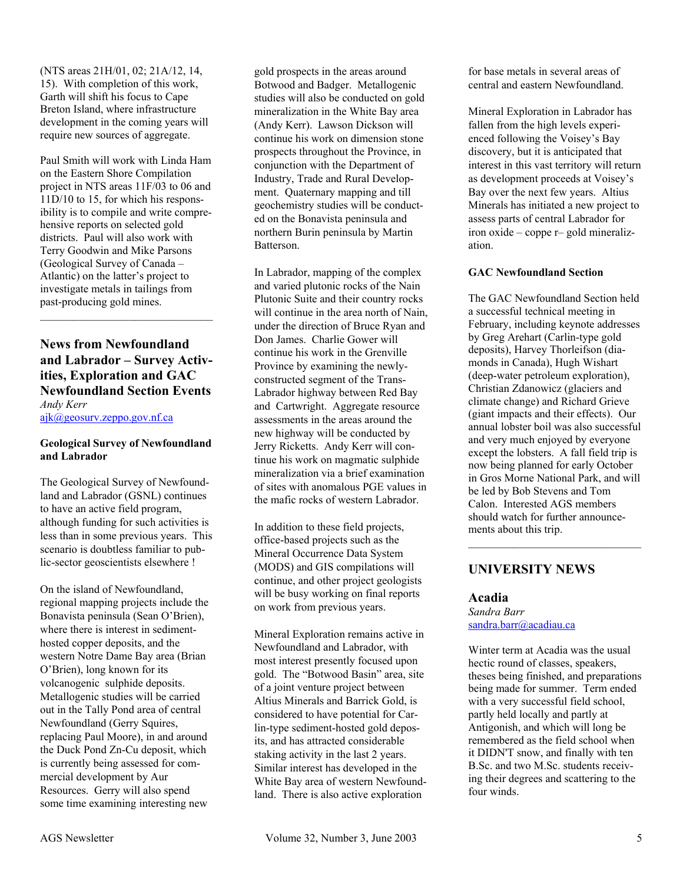(NTS areas 21H/01, 02; 21A/12, 14, 15). With completion of this work, Garth will shift his focus to Cape Breton Island, where infrastructure development in the coming years will require new sources of aggregate.

Paul Smith will work with Linda Ham on the Eastern Shore Compilation project in NTS areas 11F/03 to 06 and 11D/10 to 15, for which his responsibility is to compile and write comprehensive reports on selected gold districts. Paul will also work with Terry Goodwin and Mike Parsons (Geological Survey of Canada – Atlantic) on the latter's project to investigate metals in tailings from past-producing gold mines.

---

## News from Newfoundland and Labrador – Survey Activities, Exploration and GAC Newfoundland Section Events

*Andy Kerr*
ajk@geosurv.zeppo.gov.nf.ca

### Geological Survey of Newfoundland and Labrador

The Geological Survey of Newfoundland and Labrador (GSNL) continues to have an active field program, although funding for such activities is less than in some previous years. This scenario is doubtless familiar to public-sector geoscientists elsewhere !

On the island of Newfoundland, regional mapping projects include the Bonavista peninsula (Sean O'Brien), where there is interest in sediment-hosted copper deposits, and the western Notre Dame Bay area (Brian O'Brien), long known for its volcanogenic sulphide deposits. Metallogenic studies will be carried out in the Tally Pond area of central Newfoundland (Gerry Squires, replacing Paul Moore), in and around the Duck Pond Zn-Cu deposit, which is currently being assessed for commercial development by Aur Resources. Gerry will also spend some time examining interesting new gold prospects in the areas around Botwood and Badger. Metallogenic studies will also be conducted on gold mineralization in the White Bay area (Andy Kerr). Lawson Dickson will continue his work on dimension stone prospects throughout the Province, in conjunction with the Department of Industry, Trade and Rural Development. Quaternary mapping and till geochemistry studies will be conducted on the Bonavista peninsula and northern Burin peninsula by Martin Batterson.

In Labrador, mapping of the complex and varied plutonic rocks of the Nain Plutonic Suite and their country rocks will continue in the area north of Nain, under the direction of Bruce Ryan and Don James. Charlie Gower will continue his work in the Grenville Province by examining the newly-constructed segment of the Trans-Labrador highway between Red Bay and Cartwright. Aggregate resource assessments in the areas around the new highway will be conducted by Jerry Ricketts. Andy Kerr will continue his work on magmatic sulphide mineralization via a brief examination of sites with anomalous PGE values in the mafic rocks of western Labrador.

In addition to these field projects, office-based projects such as the Mineral Occurrence Data System (MODS) and GIS compilations will continue, and other project geologists will be busy working on final reports on work from previous years.

Mineral Exploration remains active in Newfoundland and Labrador, with most interest presently focused upon gold. The "Botwood Basin" area, site of a joint venture project between Altius Minerals and Barrick Gold, is considered to have potential for Carlin-type sediment-hosted gold deposits, and has attracted considerable staking activity in the last 2 years. Similar interest has developed in the White Bay area of western Newfoundland. There is also active exploration for base metals in several areas of central and eastern Newfoundland.

Mineral Exploration in Labrador has fallen from the high levels experienced following the Voisey's Bay discovery, but it is anticipated that interest in this vast territory will return as development proceeds at Voisey's Bay over the next few years. Altius Minerals has initiated a new project to assess parts of central Labrador for iron oxide – coppe r– gold mineralization.

### GAC Newfoundland Section

The GAC Newfoundland Section held a successful technical meeting in February, including keynote addresses by Greg Arehart (Carlin-type gold deposits), Harvey Thorleifson (diamonds in Canada), Hugh Wishart (deep-water petroleum exploration), Christian Zdanowicz (glaciers and climate change) and Richard Grieve (giant impacts and their effects). Our annual lobster boil was also successful and very much enjoyed by everyone except the lobsters. A fall field trip is now being planned for early October in Gros Morne National Park, and will be led by Bob Stevens and Tom Calon. Interested AGS members should watch for further announcements about this trip.

---

## UNIVERSITY NEWS

### Acadia

*Sandra Barr*
sandra.barr@acadiau.ca

Winter term at Acadia was the usual hectic round of classes, speakers, theses being finished, and preparations being made for summer. Term ended with a very successful field school, partly held locally and partly at Antigonish, and which will long be remembered as the field school when it DIDN'T snow, and finally with ten B.Sc. and two M.Sc. students receiving their degrees and scattering to the four winds.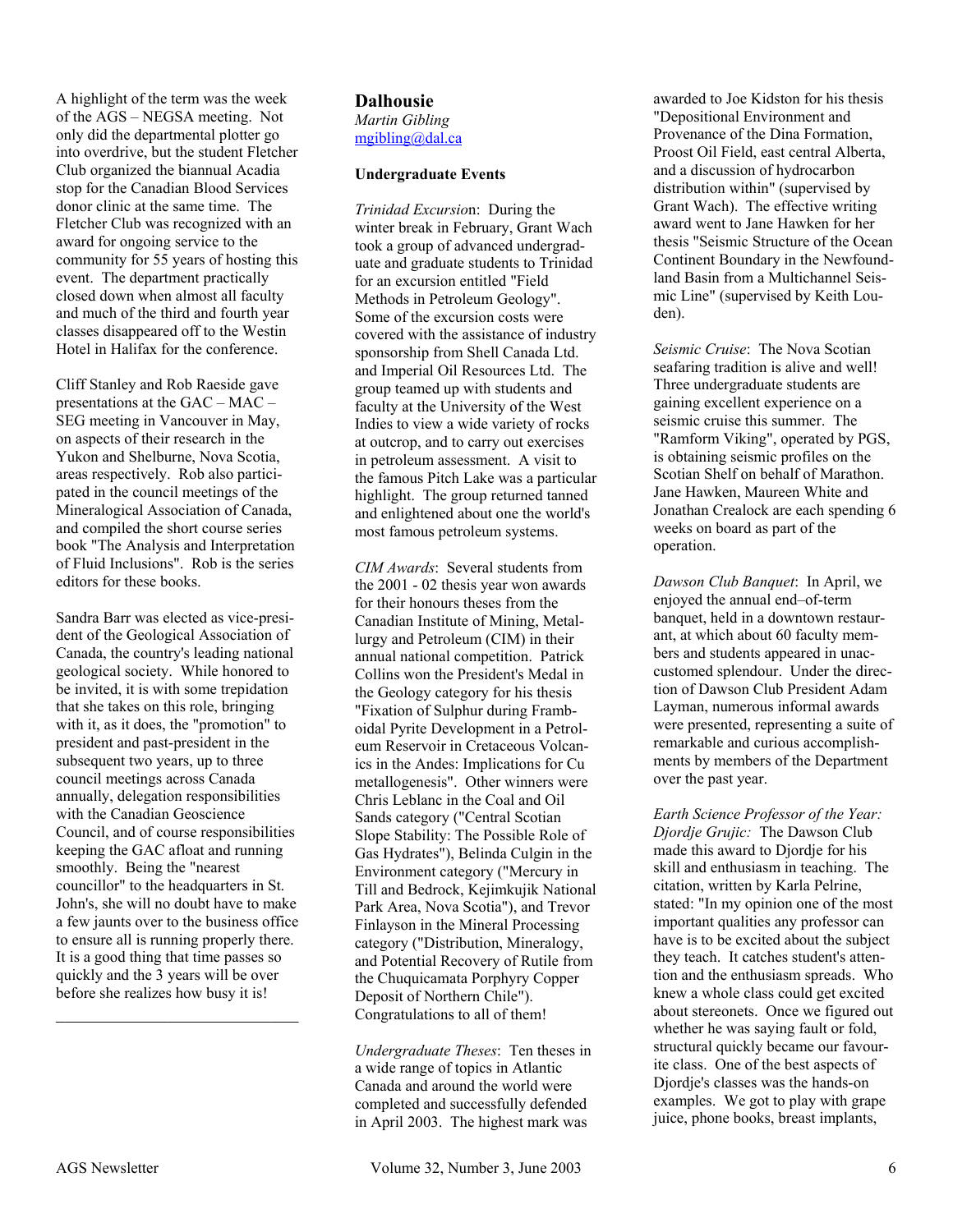A highlight of the term was the week of the AGS – NEGSA meeting. Not only did the departmental plotter go into overdrive, but the student Fletcher Club organized the biannual Acadia stop for the Canadian Blood Services donor clinic at the same time. The Fletcher Club was recognized with an award for ongoing service to the community for 55 years of hosting this event. The department practically closed down when almost all faculty and much of the third and fourth year classes disappeared off to the Westin Hotel in Halifax for the conference.

Cliff Stanley and Rob Raeside gave presentations at the GAC – MAC – SEG meeting in Vancouver in May, on aspects of their research in the Yukon and Shelburne, Nova Scotia, areas respectively. Rob also participated in the council meetings of the Mineralogical Association of Canada, and compiled the short course series book "The Analysis and Interpretation of Fluid Inclusions". Rob is the series editors for these books.

Sandra Barr was elected as vice-president of the Geological Association of Canada, the country's leading national geological society. While honored to be invited, it is with some trepidation that she takes on this role, bringing with it, as it does, the "promotion" to president and past-president in the subsequent two years, up to three council meetings across Canada annually, delegation responsibilities with the Canadian Geoscience Council, and of course responsibilities keeping the GAC afloat and running smoothly. Being the "nearest councillor" to the headquarters in St. John's, she will no doubt have to make a few jaunts over to the business office to ensure all is running properly there. It is a good thing that time passes so quickly and the 3 years will be over before she realizes how busy it is!

---

## Dalhousie

*Martin Gibling*
mgibling@dal.ca

### Undergraduate Events

*Trinidad Excursion*: During the winter break in February, Grant Wach took a group of advanced undergraduate and graduate students to Trinidad for an excursion entitled "Field Methods in Petroleum Geology". Some of the excursion costs were covered with the assistance of industry sponsorship from Shell Canada Ltd. and Imperial Oil Resources Ltd. The group teamed up with students and faculty at the University of the West Indies to view a wide variety of rocks at outcrop, and to carry out exercises in petroleum assessment. A visit to the famous Pitch Lake was a particular highlight. The group returned tanned and enlightened about one the world's most famous petroleum systems.

*CIM Awards*: Several students from the 2001 - 02 thesis year won awards for their honours theses from the Canadian Institute of Mining, Metallurgy and Petroleum (CIM) in their annual national competition. Patrick Collins won the President's Medal in the Geology category for his thesis "Fixation of Sulphur during Framboidal Pyrite Development in a Petroleum Reservoir in Cretaceous Volcanics in the Andes: Implications for Cu metallogenesis". Other winners were Chris Leblanc in the Coal and Oil Sands category ("Central Scotian Slope Stability: The Possible Role of Gas Hydrates"), Belinda Culgin in the Environment category ("Mercury in Till and Bedrock, Kejimkujik National Park Area, Nova Scotia"), and Trevor Finlayson in the Mineral Processing category ("Distribution, Mineralogy, and Potential Recovery of Rutile from the Chuquicamata Porphyry Copper Deposit of Northern Chile"). Congratulations to all of them!

*Undergraduate Theses*: Ten theses in a wide range of topics in Atlantic Canada and around the world were completed and successfully defended in April 2003. The highest mark was awarded to Joe Kidston for his thesis "Depositional Environment and Provenance of the Dina Formation, Proost Oil Field, east central Alberta, and a discussion of hydrocarbon distribution within" (supervised by Grant Wach). The effective writing award went to Jane Hawken for her thesis "Seismic Structure of the Ocean Continent Boundary in the Newfoundland Basin from a Multichannel Seismic Line" (supervised by Keith Louden).

*Seismic Cruise*: The Nova Scotian seafaring tradition is alive and well! Three undergraduate students are gaining excellent experience on a seismic cruise this summer. The "Ramform Viking", operated by PGS, is obtaining seismic profiles on the Scotian Shelf on behalf of Marathon. Jane Hawken, Maureen White and Jonathan Crealock are each spending 6 weeks on board as part of the operation.

*Dawson Club Banquet*: In April, we enjoyed the annual end–of-term banquet, held in a downtown restaurant, at which about 60 faculty members and students appeared in unaccustomed splendour. Under the direction of Dawson Club President Adam Layman, numerous informal awards were presented, representing a suite of remarkable and curious accomplishments by members of the Department over the past year.

*Earth Science Professor of the Year: Djordje Grujic:* The Dawson Club made this award to Djordje for his skill and enthusiasm in teaching. The citation, written by Karla Pelrine, stated: "In my opinion one of the most important qualities any professor can have is to be excited about the subject they teach. It catches student's attention and the enthusiasm spreads. Who knew a whole class could get excited about stereonets. Once we figured out whether he was saying fault or fold, structural quickly became our favourite class. One of the best aspects of Djordje's classes was the hands-on examples. We got to play with grape juice, phone books, breast implants,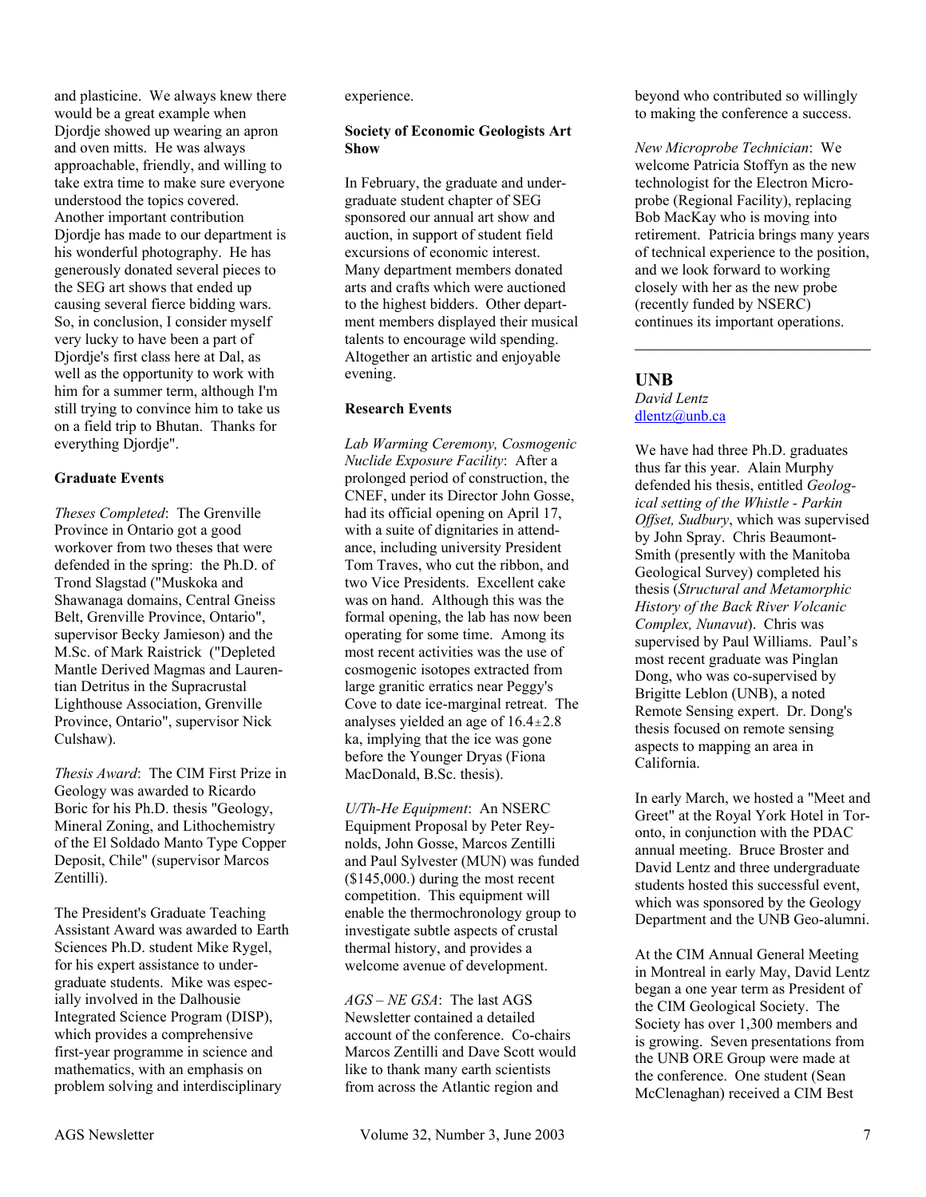and plasticine. We always knew there would be a great example when Djordje showed up wearing an apron and oven mitts. He was always approachable, friendly, and willing to take extra time to make sure everyone understood the topics covered. Another important contribution Djordje has made to our department is his wonderful photography. He has generously donated several pieces to the SEG art shows that ended up causing several fierce bidding wars. So, in conclusion, I consider myself very lucky to have been a part of Djordje's first class here at Dal, as well as the opportunity to work with him for a summer term, although I'm still trying to convince him to take us on a field trip to Bhutan. Thanks for everything Djordje".

**Graduate Events**

*Theses Completed*: The Grenville Province in Ontario got a good workover from two theses that were defended in the spring: the Ph.D. of Trond Slagstad ("Muskoka and Shawanaga domains, Central Gneiss Belt, Grenville Province, Ontario", supervisor Becky Jamieson) and the M.Sc. of Mark Raistrick ("Depleted Mantle Derived Magmas and Laurentian Detritus in the Supracrustal Lighthouse Association, Grenville Province, Ontario", supervisor Nick Culshaw).

*Thesis Award*: The CIM First Prize in Geology was awarded to Ricardo Boric for his Ph.D. thesis "Geology, Mineral Zoning, and Lithochemistry of the El Soldado Manto Type Copper Deposit, Chile" (supervisor Marcos Zentilli).

The President's Graduate Teaching Assistant Award was awarded to Earth Sciences Ph.D. student Mike Rygel, for his expert assistance to undergraduate students. Mike was especially involved in the Dalhousie Integrated Science Program (DISP), which provides a comprehensive first-year programme in science and mathematics, with an emphasis on problem solving and interdisciplinary experience.

**Society of Economic Geologists Art Show**

In February, the graduate and undergraduate student chapter of SEG sponsored our annual art show and auction, in support of student field excursions of economic interest. Many department members donated arts and crafts which were auctioned to the highest bidders. Other department members displayed their musical talents to encourage wild spending. Altogether an artistic and enjoyable evening.

**Research Events**

*Lab Warming Ceremony, Cosmogenic Nuclide Exposure Facility*: After a prolonged period of construction, the CNEF, under its Director John Gosse, had its official opening on April 17, with a suite of dignitaries in attendance, including university President Tom Traves, who cut the ribbon, and two Vice Presidents. Excellent cake was on hand. Although this was the formal opening, the lab has now been operating for some time. Among its most recent activities was the use of cosmogenic isotopes extracted from large granitic erratics near Peggy's Cove to date ice-marginal retreat. The analyses yielded an age of $16.4 \pm 2.8$ ka, implying that the ice was gone before the Younger Dryas (Fiona MacDonald, B.Sc. thesis).

*U/Th-He Equipment*: An NSERC Equipment Proposal by Peter Reynolds, John Gosse, Marcos Zentilli and Paul Sylvester (MUN) was funded ($145,000.) during the most recent competition. This equipment will enable the thermochronology group to investigate subtle aspects of crustal thermal history, and provides a welcome avenue of development.

*AGS – NE GSA*: The last AGS Newsletter contained a detailed account of the conference. Co-chairs Marcos Zentilli and Dave Scott would like to thank many earth scientists from across the Atlantic region and beyond who contributed so willingly to making the conference a success.

*New Microprobe Technician*: We welcome Patricia Stoffyn as the new technologist for the Electron Microprobe (Regional Facility), replacing Bob MacKay who is moving into retirement. Patricia brings many years of technical experience to the position, and we look forward to working closely with her as the new probe (recently funded by NSERC) continues its important operations.

---

## UNB

*David Lentz*
dlentz@unb.ca

We have had three Ph.D. graduates thus far this year. Alain Murphy defended his thesis, entitled *Geological setting of the Whistle - Parkin Offset, Sudbury*, which was supervised by John Spray. Chris Beaumont-Smith (presently with the Manitoba Geological Survey) completed his thesis (*Structural and Metamorphic History of the Back River Volcanic Complex, Nunavut*). Chris was supervised by Paul Williams. Paul's most recent graduate was Pinglan Dong, who was co-supervised by Brigitte Leblon (UNB), a noted Remote Sensing expert. Dr. Dong's thesis focused on remote sensing aspects to mapping an area in California.

In early March, we hosted a "Meet and Greet" at the Royal York Hotel in Toronto, in conjunction with the PDAC annual meeting. Bruce Broster and David Lentz and three undergraduate students hosted this successful event, which was sponsored by the Geology Department and the UNB Geo-alumni.

At the CIM Annual General Meeting in Montreal in early May, David Lentz began a one year term as President of the CIM Geological Society. The Society has over 1,300 members and is growing. Seven presentations from the UNB ORE Group were made at the conference. One student (Sean McClenaghan) received a CIM Best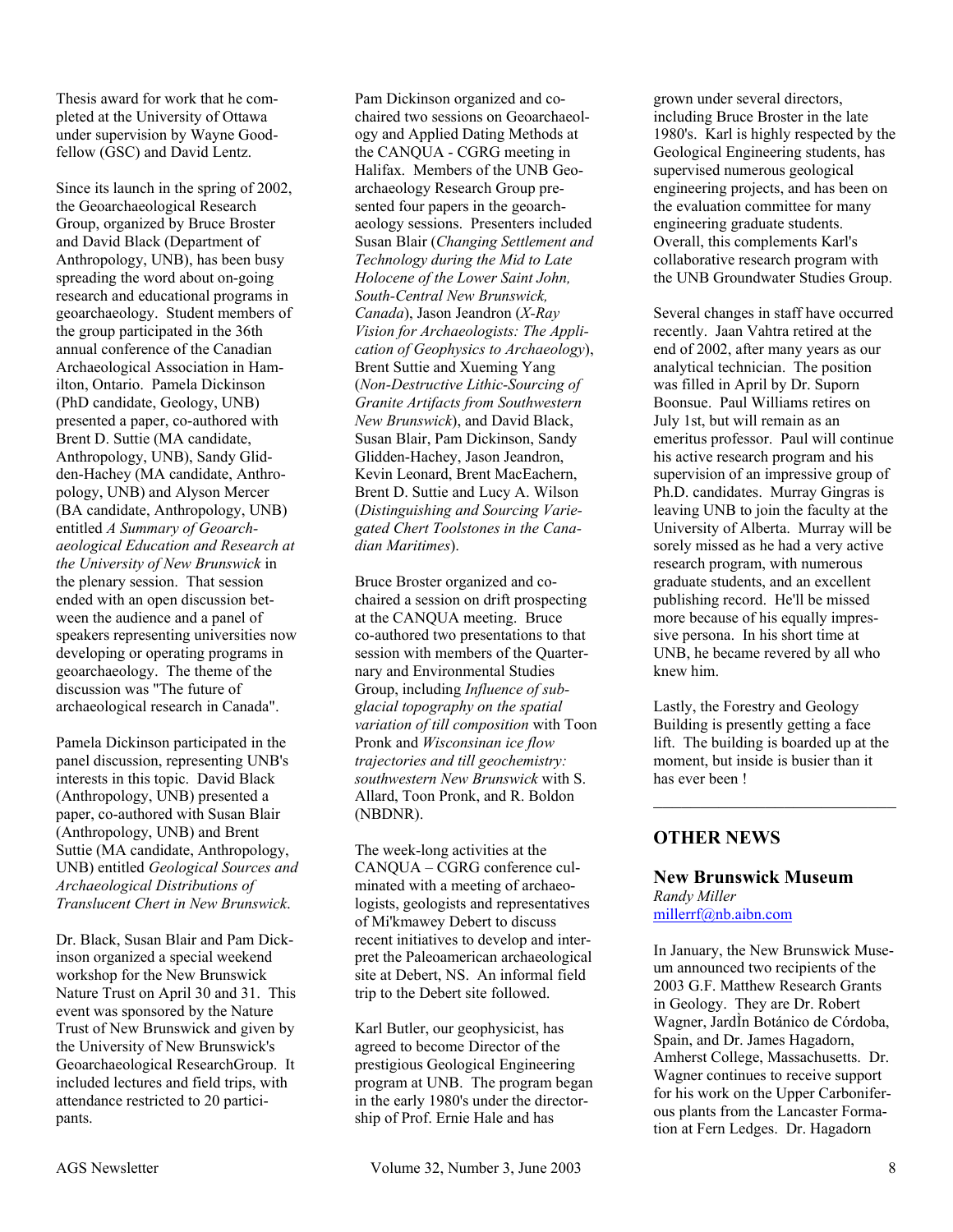Thesis award for work that he completed at the University of Ottawa under supervision by Wayne Goodfellow (GSC) and David Lentz.

Since its launch in the spring of 2002, the Geoarchaeological Research Group, organized by Bruce Broster and David Black (Department of Anthropology, UNB), has been busy spreading the word about on-going research and educational programs in geoarchaeology. Student members of the group participated in the 36th annual conference of the Canadian Archaeological Association in Hamilton, Ontario. Pamela Dickinson (PhD candidate, Geology, UNB) presented a paper, co-authored with Brent D. Suttie (MA candidate, Anthropology, UNB), Sandy Glidden-Hachey (MA candidate, Anthropology, UNB) and Alyson Mercer (BA candidate, Anthropology, UNB) entitled *A Summary of Geoarchaeological Education and Research at the University of New Brunswick* in the plenary session. That session ended with an open discussion between the audience and a panel of speakers representing universities now developing or operating programs in geoarchaeology. The theme of the discussion was "The future of archaeological research in Canada".

Pamela Dickinson participated in the panel discussion, representing UNB's interests in this topic. David Black (Anthropology, UNB) presented a paper, co-authored with Susan Blair (Anthropology, UNB) and Brent Suttie (MA candidate, Anthropology, UNB) entitled *Geological Sources and Archaeological Distributions of Translucent Chert in New Brunswick*.

Dr. Black, Susan Blair and Pam Dickinson organized a special weekend workshop for the New Brunswick Nature Trust on April 30 and 31. This event was sponsored by the Nature Trust of New Brunswick and given by the University of New Brunswick's Geoarchaeological ResearchGroup. It included lectures and field trips, with attendance restricted to 20 participants.

Pam Dickinson organized and co-chaired two sessions on Geoarchaeology and Applied Dating Methods at the CANQUA - CGRG meeting in Halifax. Members of the UNB Geoarchaeology Research Group presented four papers in the geoarchaeology sessions. Presenters included Susan Blair (*Changing Settlement and Technology during the Mid to Late Holocene of the Lower Saint John, South-Central New Brunswick, Canada*), Jason Jeandron (*X-Ray Vision for Archaeologists: The Application of Geophysics to Archaeology*), Brent Suttie and Xueming Yang (*Non-Destructive Lithic-Sourcing of Granite Artifacts from Southwestern New Brunswick*), and David Black, Susan Blair, Pam Dickinson, Sandy Glidden-Hachey, Jason Jeandron, Kevin Leonard, Brent MacEachern, Brent D. Suttie and Lucy A. Wilson (*Distinguishing and Sourcing Variegated Chert Toolstones in the Canadian Maritimes*).

Bruce Broster organized and co-chaired a session on drift prospecting at the CANQUA meeting. Bruce co-authored two presentations to that session with members of the Quarternary and Environmental Studies Group, including *Influence of subglacial topography on the spatial variation of till composition* with Toon Pronk and *Wisconsinan ice flow trajectories and till geochemistry: southwestern New Brunswick* with S. Allard, Toon Pronk, and R. Boldon (NBDNR).

The week-long activities at the CANQUA – CGRG conference culminated with a meeting of archaeologists, geologists and representatives of Mi'kmawey Debert to discuss recent initiatives to develop and interpret the Paleoamerican archaeological site at Debert, NS. An informal field trip to the Debert site followed.

Karl Butler, our geophysicist, has agreed to become Director of the prestigious Geological Engineering program at UNB. The program began in the early 1980's under the directorship of Prof. Ernie Hale and has grown under several directors, including Bruce Broster in the late 1980's. Karl is highly respected by the Geological Engineering students, has supervised numerous geological engineering projects, and has been on the evaluation committee for many engineering graduate students. Overall, this complements Karl's collaborative research program with the UNB Groundwater Studies Group.

Several changes in staff have occurred recently. Jaan Vahtra retired at the end of 2002, after many years as our analytical technician. The position was filled in April by Dr. Suporn Boonsue. Paul Williams retires on July 1st, but will remain as an emeritus professor. Paul will continue his active research program and his supervision of an impressive group of Ph.D. candidates. Murray Gingras is leaving UNB to join the faculty at the University of Alberta. Murray will be sorely missed as he had a very active research program, with numerous graduate students, and an excellent publishing record. He'll be missed more because of his equally impressive persona. In his short time at UNB, he became revered by all who knew him.

Lastly, the Forestry and Geology Building is presently getting a face lift. The building is boarded up at the moment, but inside is busier than it has ever been !

---

## OTHER NEWS

### New Brunswick Museum

*Randy Miller*
millerrf@nb.aibn.com

In January, the New Brunswick Museum announced two recipients of the 2003 G.F. Matthew Research Grants in Geology. They are Dr. Robert Wagner, JardÌn Botánico de Córdoba, Spain, and Dr. James Hagadorn, Amherst College, Massachusetts. Dr. Wagner continues to receive support for his work on the Upper Carboniferous plants from the Lancaster Formation at Fern Ledges. Dr. Hagadorn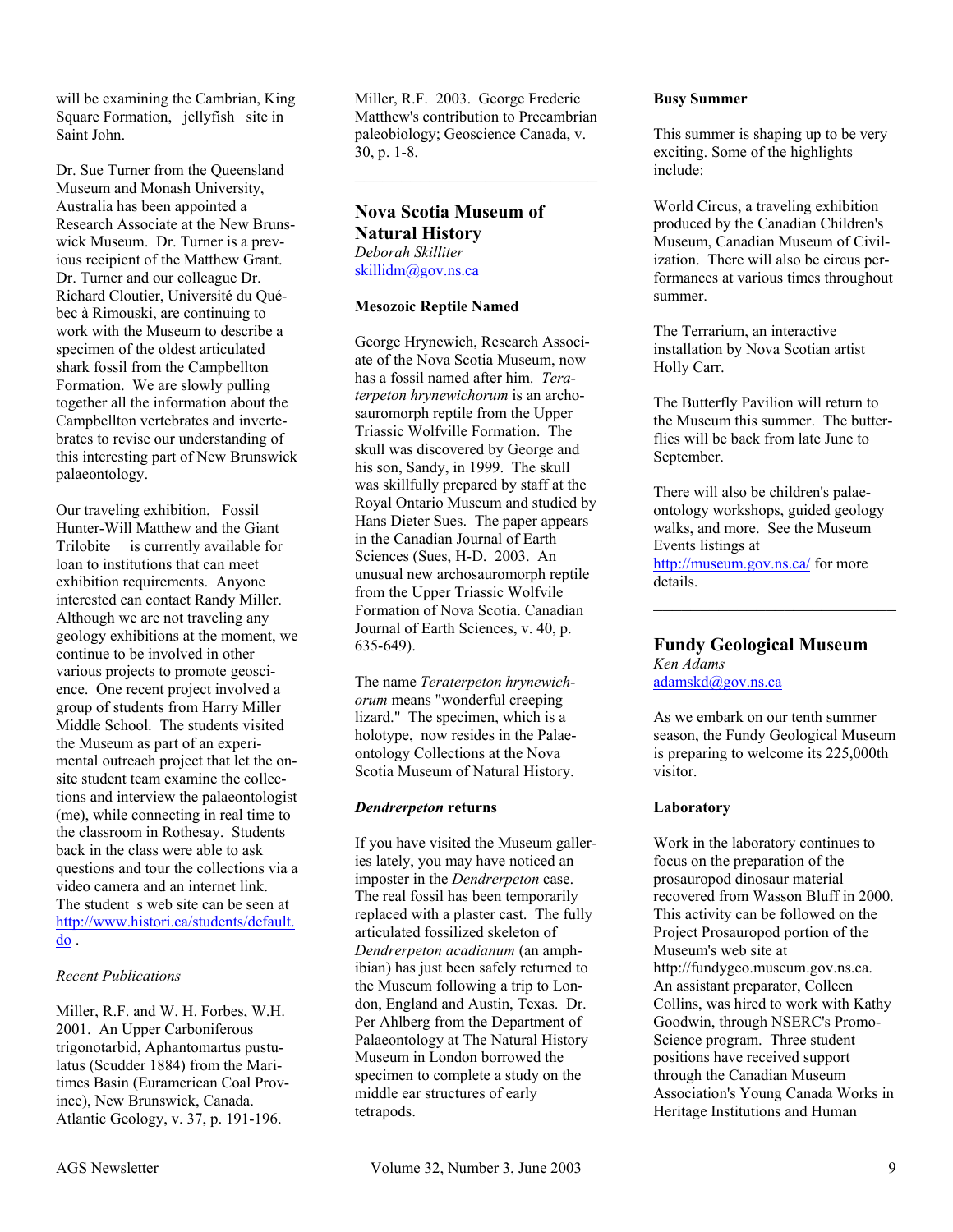will be examining the Cambrian, King Square Formation, jellyfish site in Saint John.

Dr. Sue Turner from the Queensland Museum and Monash University, Australia has been appointed a Research Associate at the New Brunswick Museum. Dr. Turner is a previous recipient of the Matthew Grant. Dr. Turner and our colleague Dr. Richard Cloutier, Université du Québec à Rimouski, are continuing to work with the Museum to describe a specimen of the oldest articulated shark fossil from the Campbellton Formation. We are slowly pulling together all the information about the Campbellton vertebrates and invertebrates to revise our understanding of this interesting part of New Brunswick palaeontology.

Our traveling exhibition, Fossil Hunter-Will Matthew and the Giant Trilobite is currently available for loan to institutions that can meet exhibition requirements. Anyone interested can contact Randy Miller. Although we are not traveling any geology exhibitions at the moment, we continue to be involved in other various projects to promote geoscience. One recent project involved a group of students from Harry Miller Middle School. The students visited the Museum as part of an experimental outreach project that let the on-site student team examine the collections and interview the palaeontologist (me), while connecting in real time to the classroom in Rothesay. Students back in the class were able to ask questions and tour the collections via a video camera and an internet link. The student s web site can be seen at http://www.histori.ca/students/default.do .

*Recent Publications*

Miller, R.F. and W. H. Forbes, W.H. 2001. An Upper Carboniferous trigonotarbid, Aphantomartus pustulatus (Scudder 1884) from the Maritimes Basin (Euramerican Coal Province), New Brunswick, Canada. Atlantic Geology, v. 37, p. 191-196.

Miller, R.F. 2003. George Frederic Matthew's contribution to Precambrian paleobiology; Geoscience Canada, v. 30, p. 1-8.

---

## Nova Scotia Museum of Natural History

*Deborah Skilliter*
skillidm@gov.ns.ca

**Mesozoic Reptile Named**

George Hrynewich, Research Associate of the Nova Scotia Museum, now has a fossil named after him. *Teraterpeton hrynewichorum* is an archosauromorph reptile from the Upper Triassic Wolfville Formation. The skull was discovered by George and his son, Sandy, in 1999. The skull was skillfully prepared by staff at the Royal Ontario Museum and studied by Hans Dieter Sues. The paper appears in the Canadian Journal of Earth Sciences (Sues, H-D. 2003. An unusual new archosauromorph reptile from the Upper Triassic Wolfvile Formation of Nova Scotia. Canadian Journal of Earth Sciences, v. 40, p. 635-649).

The name *Teraterpeton hrynewichorum* means "wonderful creeping lizard." The specimen, which is a holotype, now resides in the Palaeontology Collections at the Nova Scotia Museum of Natural History.

***Dendrerpeton* returns**

If you have visited the Museum galleries lately, you may have noticed an imposter in the *Dendrerpeton* case. The real fossil has been temporarily replaced with a plaster cast. The fully articulated fossilized skeleton of *Dendrerpeton acadianum* (an amphibian) has just been safely returned to the Museum following a trip to London, England and Austin, Texas. Dr. Per Ahlberg from the Department of Palaeontology at The Natural History Museum in London borrowed the specimen to complete a study on the middle ear structures of early tetrapods.

**Busy Summer**

This summer is shaping up to be very exciting. Some of the highlights include:

World Circus, a traveling exhibition produced by the Canadian Children's Museum, Canadian Museum of Civilization. There will also be circus performances at various times throughout summer.

The Terrarium, an interactive installation by Nova Scotian artist Holly Carr.

The Butterfly Pavilion will return to the Museum this summer. The butterflies will be back from late June to September.

There will also be children's palaeontology workshops, guided geology walks, and more. See the Museum Events listings at http://museum.gov.ns.ca/ for more details.

---

## Fundy Geological Museum

*Ken Adams*
adamskd@gov.ns.ca

As we embark on our tenth summer season, the Fundy Geological Museum is preparing to welcome its 225,000th visitor.

**Laboratory**

Work in the laboratory continues to focus on the preparation of the prosauropod dinosaur material recovered from Wasson Bluff in 2000. This activity can be followed on the Project Prosauropod portion of the Museum's web site at http://fundygeo.museum.gov.ns.ca. An assistant preparator, Colleen Collins, was hired to work with Kathy Goodwin, through NSERC's Promo-Science program. Three student positions have received support through the Canadian Museum Association's Young Canada Works in Heritage Institutions and Human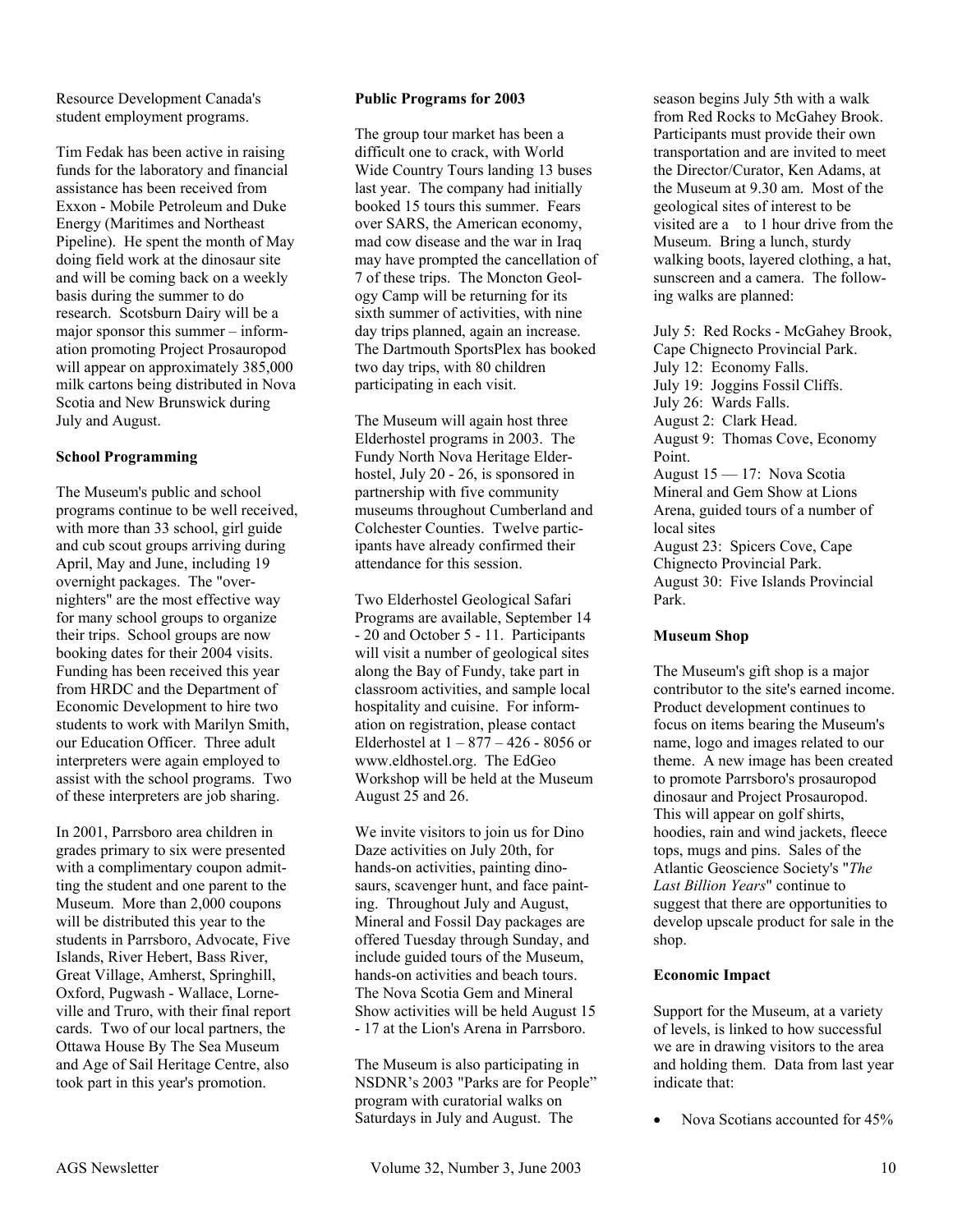Resource Development Canada's student employment programs.

Tim Fedak has been active in raising funds for the laboratory and financial assistance has been received from Exxon - Mobile Petroleum and Duke Energy (Maritimes and Northeast Pipeline). He spent the month of May doing field work at the dinosaur site and will be coming back on a weekly basis during the summer to do research. Scotsburn Dairy will be a major sponsor this summer – information promoting Project Prosauropod will appear on approximately 385,000 milk cartons being distributed in Nova Scotia and New Brunswick during July and August.

**School Programming**

The Museum's public and school programs continue to be well received, with more than 33 school, girl guide and cub scout groups arriving during April, May and June, including 19 overnight packages. The "overnighters" are the most effective way for many school groups to organize their trips. School groups are now booking dates for their 2004 visits. Funding has been received this year from HRDC and the Department of Economic Development to hire two students to work with Marilyn Smith, our Education Officer. Three adult interpreters were again employed to assist with the school programs. Two of these interpreters are job sharing.

In 2001, Parrsboro area children in grades primary to six were presented with a complimentary coupon admitting the student and one parent to the Museum. More than 2,000 coupons will be distributed this year to the students in Parrsboro, Advocate, Five Islands, River Hebert, Bass River, Great Village, Amherst, Springhill, Oxford, Pugwash - Wallace, Lorneville and Truro, with their final report cards. Two of our local partners, the Ottawa House By The Sea Museum and Age of Sail Heritage Centre, also took part in this year's promotion.

**Public Programs for 2003**

The group tour market has been a difficult one to crack, with World Wide Country Tours landing 13 buses last year. The company had initially booked 15 tours this summer. Fears over SARS, the American economy, mad cow disease and the war in Iraq may have prompted the cancellation of 7 of these trips. The Moncton Geology Camp will be returning for its sixth summer of activities, with nine day trips planned, again an increase. The Dartmouth SportsPlex has booked two day trips, with 80 children participating in each visit.

The Museum will again host three Elderhostel programs in 2003. The Fundy North Nova Heritage Elderhostel, July 20 - 26, is sponsored in partnership with five community museums throughout Cumberland and Colchester Counties. Twelve participants have already confirmed their attendance for this session.

Two Elderhostel Geological Safari Programs are available, September 14 - 20 and October 5 - 11. Participants will visit a number of geological sites along the Bay of Fundy, take part in classroom activities, and sample local hospitality and cuisine. For information on registration, please contact Elderhostel at 1 – 877 – 426 - 8056 or www.eldhostel.org. The EdGeo Workshop will be held at the Museum August 25 and 26.

We invite visitors to join us for Dino Daze activities on July 20th, for hands-on activities, painting dinosaurs, scavenger hunt, and face painting. Throughout July and August, Mineral and Fossil Day packages are offered Tuesday through Sunday, and include guided tours of the Museum, hands-on activities and beach tours. The Nova Scotia Gem and Mineral Show activities will be held August 15 - 17 at the Lion's Arena in Parrsboro.

The Museum is also participating in NSDNR's 2003 "Parks are for People" program with curatorial walks on Saturdays in July and August. The season begins July 5th with a walk from Red Rocks to McGahey Brook. Participants must provide their own transportation and are invited to meet the Director/Curator, Ken Adams, at the Museum at 9.30 am. Most of the geological sites of interest to be visited are a to 1 hour drive from the Museum. Bring a lunch, sturdy walking boots, layered clothing, a hat, sunscreen and a camera. The following walks are planned:

July 5: Red Rocks - McGahey Brook, Cape Chignecto Provincial Park.
July 12: Economy Falls.
July 19: Joggins Fossil Cliffs.
July 26: Wards Falls.
August 2: Clark Head.
August 9: Thomas Cove, Economy Point.
August 15 — 17: Nova Scotia Mineral and Gem Show at Lions Arena, guided tours of a number of local sites
August 23: Spicers Cove, Cape Chignecto Provincial Park.
August 30: Five Islands Provincial Park.

**Museum Shop**

The Museum's gift shop is a major contributor to the site's earned income. Product development continues to focus on items bearing the Museum's name, logo and images related to our theme. A new image has been created to promote Parrsboro's prosauropod dinosaur and Project Prosauropod. This will appear on golf shirts, hoodies, rain and wind jackets, fleece tops, mugs and pins. Sales of the Atlantic Geoscience Society's "*The Last Billion Years*" continue to suggest that there are opportunities to develop upscale product for sale in the shop.

**Economic Impact**

Support for the Museum, at a variety of levels, is linked to how successful we are in drawing visitors to the area and holding them. Data from last year indicate that:

- Nova Scotians accounted for 45%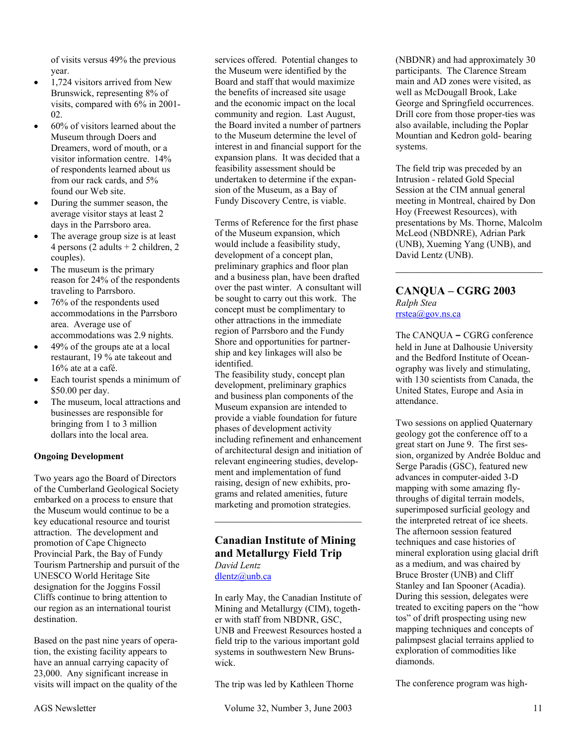of visits versus 49% the previous year.

- 1,724 visitors arrived from New Brunswick, representing 8% of visits, compared with 6% in 2001-02.
- 60% of visitors learned about the Museum through Doers and Dreamers, word of mouth, or a visitor information centre. 14% of respondents learned about us from our rack cards, and 5% found our Web site.
- During the summer season, the average visitor stays at least 2 days in the Parrsboro area.
- The average group size is at least 4 persons (2 adults + 2 children, 2 couples).
- The museum is the primary reason for 24% of the respondents traveling to Parrsboro.
- 76% of the respondents used accommodations in the Parrsboro area. Average use of accommodations was 2.9 nights.
- 49% of the groups ate at a local restaurant, 19 % ate takeout and 16% ate at a café.
- Each tourist spends a minimum of $50.00 per day.
- The museum, local attractions and businesses are responsible for bringing from 1 to 3 million dollars into the local area.

**Ongoing Development**

Two years ago the Board of Directors of the Cumberland Geological Society embarked on a process to ensure that the Museum would continue to be a key educational resource and tourist attraction. The development and promotion of Cape Chignecto Provincial Park, the Bay of Fundy Tourism Partnership and pursuit of the UNESCO World Heritage Site designation for the Joggins Fossil Cliffs continue to bring attention to our region as an international tourist destination.

Based on the past nine years of operation, the existing facility appears to have an annual carrying capacity of 23,000. Any significant increase in visits will impact on the quality of the services offered. Potential changes to the Museum were identified by the Board and staff that would maximize the benefits of increased site usage and the economic impact on the local community and region. Last August, the Board invited a number of partners to the Museum determine the level of interest in and financial support for the expansion plans. It was decided that a feasibility assessment should be undertaken to determine if the expansion of the Museum, as a Bay of Fundy Discovery Centre, is viable.

Terms of Reference for the first phase of the Museum expansion, which would include a feasibility study, development of a concept plan, preliminary graphics and floor plan and a business plan, have been drafted over the past winter. A consultant will be sought to carry out this work. The concept must be complimentary to other attractions in the immediate region of Parrsboro and the Fundy Shore and opportunities for partnership and key linkages will also be identified.
The feasibility study, concept plan development, preliminary graphics and business plan components of the Museum expansion are intended to provide a viable foundation for future phases of development activity including refinement and enhancement of architectural design and initiation of relevant engineering studies, development and implementation of fund raising, design of new exhibits, programs and related amenities, future marketing and promotion strategies.

---

## Canadian Institute of Mining and Metallurgy Field Trip

*David Lentz*
dlentz@unb.ca

In early May, the Canadian Institute of Mining and Metallurgy (CIM), together with staff from NBDNR, GSC, UNB and Freewest Resources hosted a field trip to the various important gold systems in southwestern New Brunswick.

The trip was led by Kathleen Thorne (NBDNR) and had approximately 30 participants. The Clarence Stream main and AD zones were visited, as well as McDougall Brook, Lake George and Springfield occurrences. Drill core from those proper-ties was also available, including the Poplar Mountian and Kedron gold- bearing systems.

The field trip was preceded by an Intrusion - related Gold Special Session at the CIM annual general meeting in Montreal, chaired by Don Hoy (Freewest Resources), with presentations by Ms. Thorne, Malcolm McLeod (NBDNRE), Adrian Park (UNB), Xueming Yang (UNB), and David Lentz (UNB).

---

## CANQUA – CGRG 2003

*Ralph Stea*
rrstea@gov.ns.ca

The CANQUA – CGRG conference held in June at Dalhousie University and the Bedford Institute of Oceanography was lively and stimulating, with 130 scientists from Canada, the United States, Europe and Asia in attendance.

Two sessions on applied Quaternary geology got the conference off to a great start on June 9. The first session, organized by Andrée Bolduc and Serge Paradis (GSC), featured new advances in computer-aided 3-D mapping with some amazing fly-throughs of digital terrain models, superimposed surficial geology and the interpreted retreat of ice sheets. The afternoon session featured techniques and case histories of mineral exploration using glacial drift as a medium, and was chaired by Bruce Broster (UNB) and Cliff Stanley and Ian Spooner (Acadia). During this session, delegates were treated to exciting papers on the "how tos" of drift prospecting using new mapping techniques and concepts of palimpsest glacial terrains applied to exploration of commodities like diamonds.

The conference program was high-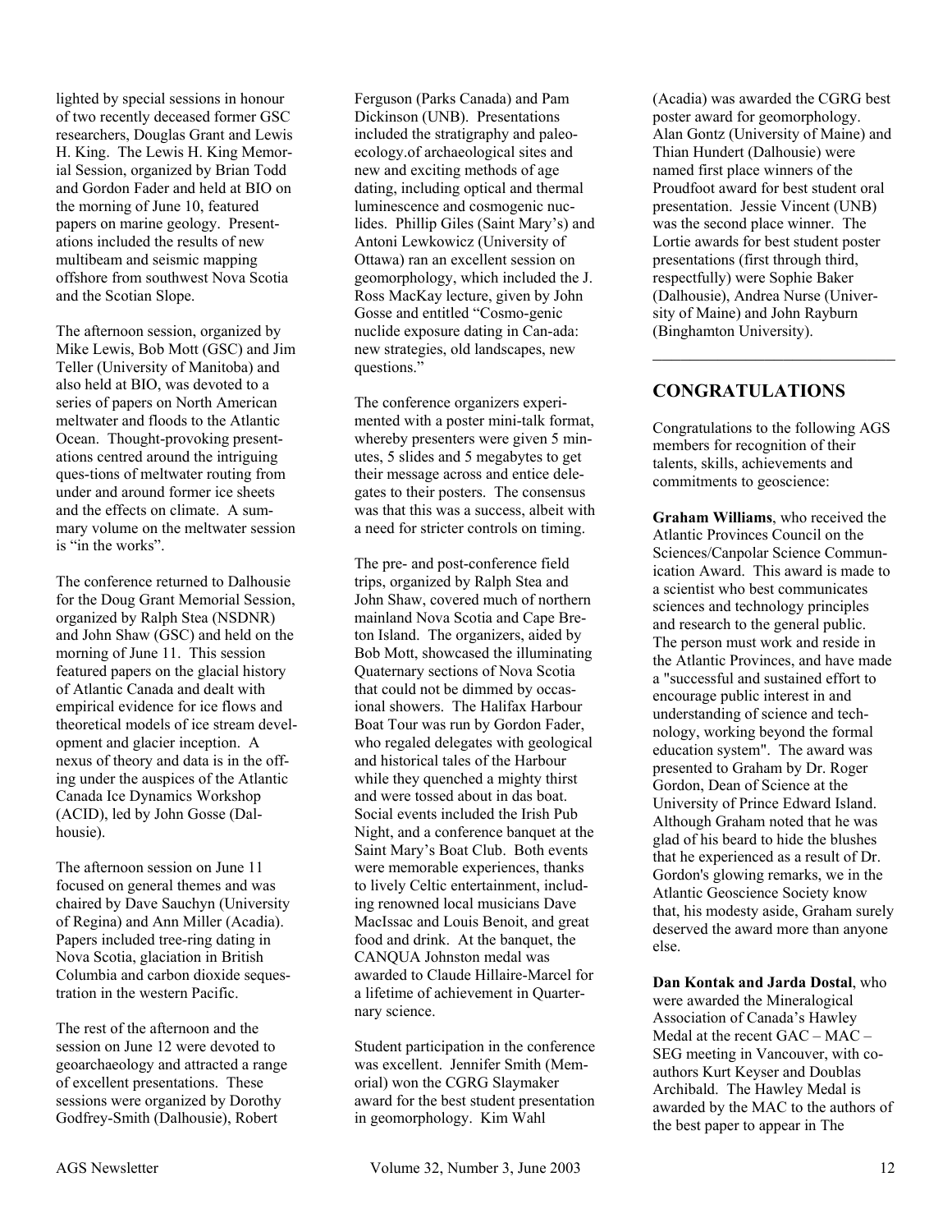lighted by special sessions in honour of two recently deceased former GSC researchers, Douglas Grant and Lewis H. King. The Lewis H. King Memorial Session, organized by Brian Todd and Gordon Fader and held at BIO on the morning of June 10, featured papers on marine geology. Presentations included the results of new multibeam and seismic mapping offshore from southwest Nova Scotia and the Scotian Slope.

The afternoon session, organized by Mike Lewis, Bob Mott (GSC) and Jim Teller (University of Manitoba) and also held at BIO, was devoted to a series of papers on North American meltwater and floods to the Atlantic Ocean. Thought-provoking presentations centred around the intriguing ques-tions of meltwater routing from under and around former ice sheets and the effects on climate. A summary volume on the meltwater session is "in the works".

The conference returned to Dalhousie for the Doug Grant Memorial Session, organized by Ralph Stea (NSDNR) and John Shaw (GSC) and held on the morning of June 11. This session featured papers on the glacial history of Atlantic Canada and dealt with empirical evidence for ice flows and theoretical models of ice stream development and glacier inception. A nexus of theory and data is in the offing under the auspices of the Atlantic Canada Ice Dynamics Workshop (ACID), led by John Gosse (Dalhousie).

The afternoon session on June 11 focused on general themes and was chaired by Dave Sauchyn (University of Regina) and Ann Miller (Acadia). Papers included tree-ring dating in Nova Scotia, glaciation in British Columbia and carbon dioxide sequestration in the western Pacific.

The rest of the afternoon and the session on June 12 were devoted to geoarchaeology and attracted a range of excellent presentations. These sessions were organized by Dorothy Godfrey-Smith (Dalhousie), Robert Ferguson (Parks Canada) and Pam Dickinson (UNB). Presentations included the stratigraphy and paleo-ecology.of archaeological sites and new and exciting methods of age dating, including optical and thermal luminescence and cosmogenic nuclides. Phillip Giles (Saint Mary's) and Antoni Lewkowicz (University of Ottawa) ran an excellent session on geomorphology, which included the J. Ross MacKay lecture, given by John Gosse and entitled "Cosmo-genic nuclide exposure dating in Can-ada: new strategies, old landscapes, new questions."

The conference organizers experimented with a poster mini-talk format, whereby presenters were given 5 minutes, 5 slides and 5 megabytes to get their message across and entice delegates to their posters. The consensus was that this was a success, albeit with a need for stricter controls on timing.

The pre- and post-conference field trips, organized by Ralph Stea and John Shaw, covered much of northern mainland Nova Scotia and Cape Breton Island. The organizers, aided by Bob Mott, showcased the illuminating Quaternary sections of Nova Scotia that could not be dimmed by occasional showers. The Halifax Harbour Boat Tour was run by Gordon Fader, who regaled delegates with geological and historical tales of the Harbour while they quenched a mighty thirst and were tossed about in das boat. Social events included the Irish Pub Night, and a conference banquet at the Saint Mary's Boat Club. Both events were memorable experiences, thanks to lively Celtic entertainment, including renowned local musicians Dave MacIssac and Louis Benoit, and great food and drink. At the banquet, the CANQUA Johnston medal was awarded to Claude Hillaire-Marcel for a lifetime of achievement in Quarternary science.

Student participation in the conference was excellent. Jennifer Smith (Memorial) won the CGRG Slaymaker award for the best student presentation in geomorphology. Kim Wahl (Acadia) was awarded the CGRG best poster award for geomorphology. Alan Gontz (University of Maine) and Thian Hundert (Dalhousie) were named first place winners of the Proudfoot award for best student oral presentation. Jessie Vincent (UNB) was the second place winner. The Lortie awards for best student poster presentations (first through third, respectfully) were Sophie Baker (Dalhousie), Andrea Nurse (University of Maine) and John Rayburn (Binghamton University).

---

## CONGRATULATIONS

Congratulations to the following AGS members for recognition of their talents, skills, achievements and commitments to geoscience:

**Graham Williams**, who received the Atlantic Provinces Council on the Sciences/Canpolar Science Communication Award. This award is made to a scientist who best communicates sciences and technology principles and research to the general public. The person must work and reside in the Atlantic Provinces, and have made a "successful and sustained effort to encourage public interest in and understanding of science and technology, working beyond the formal education system". The award was presented to Graham by Dr. Roger Gordon, Dean of Science at the University of Prince Edward Island. Although Graham noted that he was glad of his beard to hide the blushes that he experienced as a result of Dr. Gordon's glowing remarks, we in the Atlantic Geoscience Society know that, his modesty aside, Graham surely deserved the award more than anyone else.

**Dan Kontak and Jarda Dostal**, who were awarded the Mineralogical Association of Canada's Hawley Medal at the recent GAC – MAC – SEG meeting in Vancouver, with co-authors Kurt Keyser and Doublas Archibald. The Hawley Medal is awarded by the MAC to the authors of the best paper to appear in The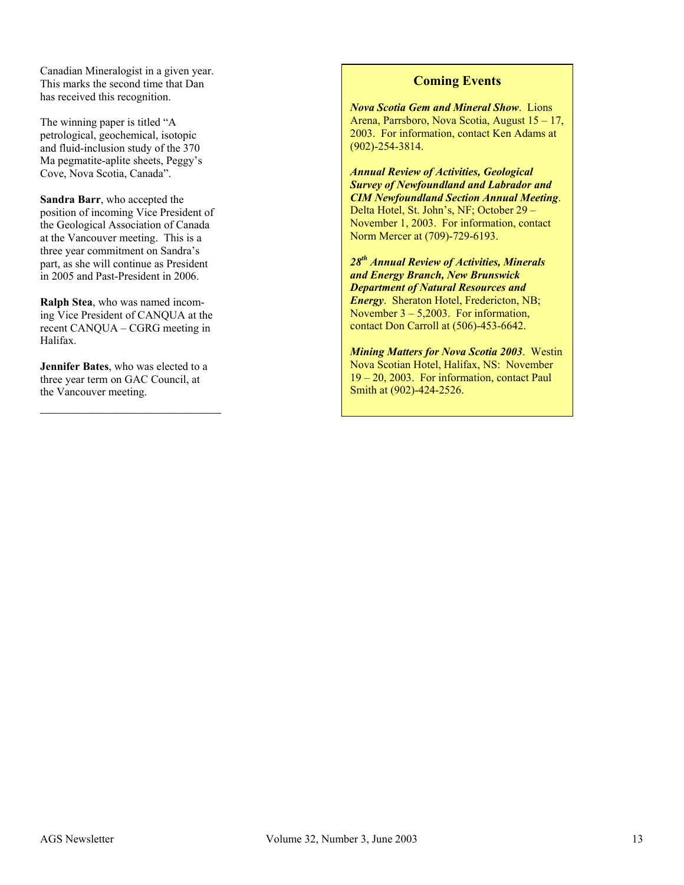Canadian Mineralogist in a given year. This marks the second time that Dan has received this recognition.

The winning paper is titled "A petrological, geochemical, isotopic and fluid-inclusion study of the 370 Ma pegmatite-aplite sheets, Peggy's Cove, Nova Scotia, Canada".

**Sandra Barr**, who accepted the position of incoming Vice President of the Geological Association of Canada at the Vancouver meeting. This is a three year commitment on Sandra's part, as she will continue as President in 2005 and Past-President in 2006.

**Ralph Stea**, who was named incoming Vice President of CANQUA at the recent CANQUA – CGRG meeting in Halifax.

**Jennifer Bates**, who was elected to a three year term on GAC Council, at the Vancouver meeting.

---

## Coming Events

***Nova Scotia Gem and Mineral Show***. Lions Arena, Parrsboro, Nova Scotia, August 15 – 17, 2003. For information, contact Ken Adams at (902)-254-3814.

***Annual Review of Activities, Geological Survey of Newfoundland and Labrador and CIM Newfoundland Section Annual Meeting***. Delta Hotel, St. John's, NF; October 29 – November 1, 2003. For information, contact Norm Mercer at (709)-729-6193.

***28th Annual Review of Activities, Minerals and Energy Branch, New Brunswick Department of Natural Resources and Energy***. Sheraton Hotel, Fredericton, NB; November 3 – 5,2003. For information, contact Don Carroll at (506)-453-6642.

***Mining Matters for Nova Scotia 2003***. Westin Nova Scotian Hotel, Halifax, NS: November 19 – 20, 2003. For information, contact Paul Smith at (902)-424-2526.